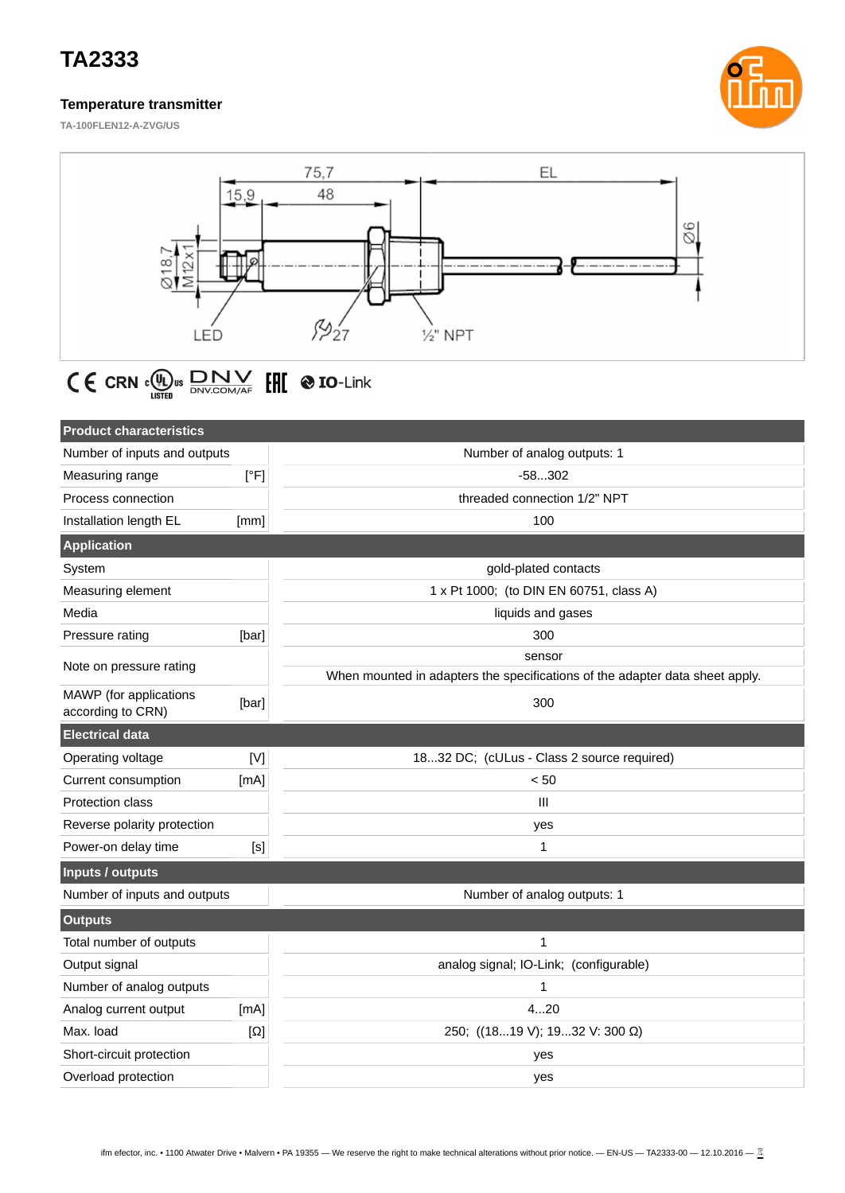# TA2333

### Temperature transmitter

TA-100FLEN12-A-ZVG/US

| Product characteristics | | |
|---|---|---|
| Number of inputs and outputs | | Number of analog outputs: 1 |
| Measuring range | [°F] | -58...302 |
| Process connection | | threaded connection 1/2" NPT |
| Installation length EL | [mm] | 100 |
| **Application** | | |
| System | | gold-plated contacts |
| Measuring element | | 1 x Pt 1000;  (to DIN EN 60751, class A) |
| Media | | liquids and gases |
| Pressure rating | [bar] | 300 |
| Note on pressure rating | | sensor<br>When mounted in adapters the specifications of the adapter data sheet apply. |
| MAWP (for applications according to CRN) | [bar] | 300 |
| **Electrical data** | | |
| Operating voltage | [V] | 18...32 DC;  (cULus - Class 2 source required) |
| Current consumption | [mA] | < 50 |
| Protection class | | III |
| Reverse polarity protection | | yes |
| Power-on delay time | [s] | 1 |
| **Inputs / outputs** | | |
| Number of inputs and outputs | | Number of analog outputs: 1 |
| **Outputs** | | |
| Total number of outputs | | 1 |
| Output signal | | analog signal; IO-Link;  (configurable) |
| Number of analog outputs | | 1 |
| Analog current output | [mA] | 4...20 |
| Max. load | [Ω] | 250;  ((18...19 V); 19...32 V: 300 Ω) |
| Short-circuit protection | | yes |
| Overload protection | | yes |

ifm efector, inc. • 1100 Atwater Drive • Malvern • PA 19355 — We reserve the right to make technical alterations without prior notice. — EN-US — TA2333-00 — 12.10.2016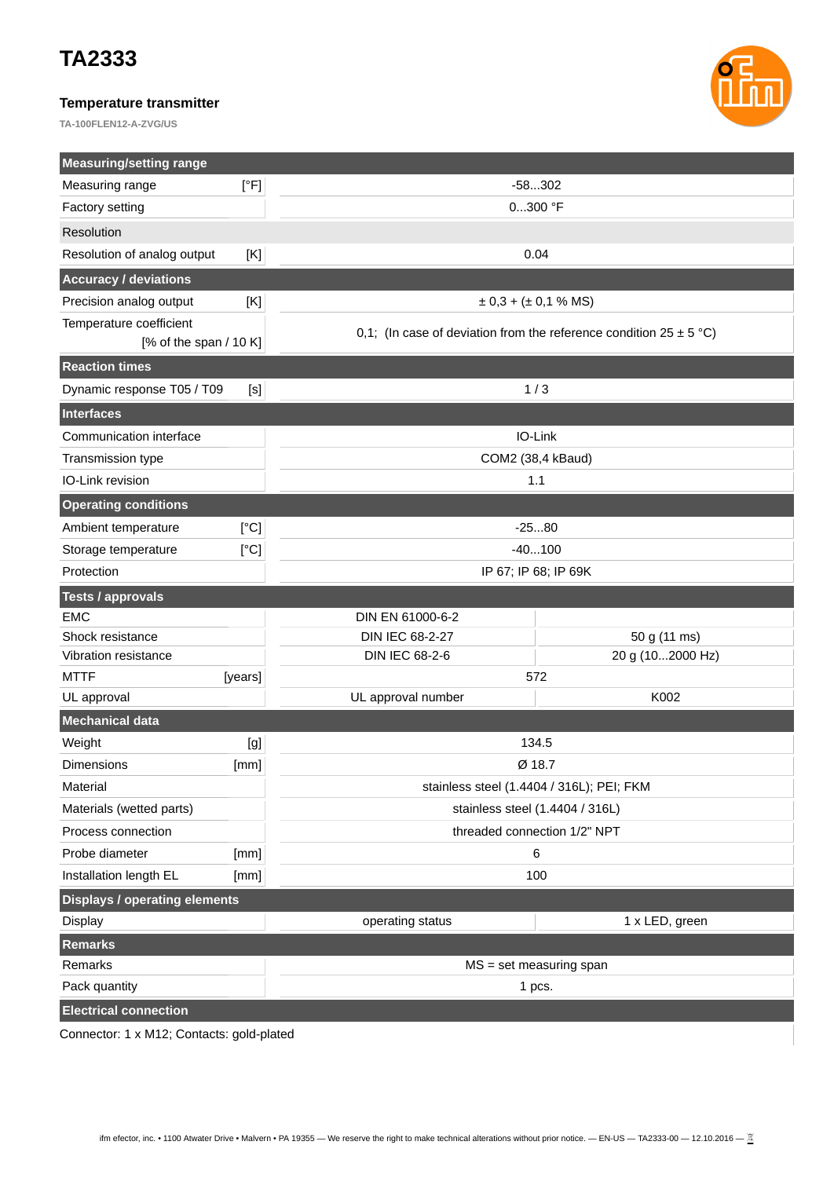# TA2333

### Temperature transmitter

TA-100FLEN12-A-ZVG/US

| **Measuring/setting range** | | | |
|---|---|---|---|
| Measuring range | [°F] | -58...302 | |
| Factory setting | | 0...300 °F | |
| Resolution | | | |
| Resolution of analog output | [K] | 0.04 | |
| **Accuracy / deviations** | | | |
| Precision analog output | [K] | ± 0,3 + (± 0,1 % MS) | |
| Temperature coefficient | [% of the span / 10 K] | 0,1; (In case of deviation from the reference condition 25 ± 5 °C) | |
| **Reaction times** | | | |
| Dynamic response T05 / T09 | [s] | 1 / 3 | |
| **Interfaces** | | | |
| Communication interface | | IO-Link | |
| Transmission type | | COM2 (38,4 kBaud) | |
| IO-Link revision | | 1.1 | |
| **Operating conditions** | | | |
| Ambient temperature | [°C] | -25...80 | |
| Storage temperature | [°C] | -40...100 | |
| Protection | | IP 67; IP 68; IP 69K | |
| **Tests / approvals** | | | |
| EMC | | DIN EN 61000-6-2 | |
| Shock resistance | | DIN IEC 68-2-27 | 50 g (11 ms) |
| Vibration resistance | | DIN IEC 68-2-6 | 20 g (10...2000 Hz) |
| MTTF | [years] | 572 | |
| UL approval | | UL approval number | K002 |
| **Mechanical data** | | | |
| Weight | [g] | 134.5 | |
| Dimensions | [mm] | Ø 18.7 | |
| Material | | stainless steel (1.4404 / 316L); PEI; FKM | |
| Materials (wetted parts) | | stainless steel (1.4404 / 316L) | |
| Process connection | | threaded connection 1/2" NPT | |
| Probe diameter | [mm] | 6 | |
| Installation length EL | [mm] | 100 | |
| **Displays / operating elements** | | | |
| Display | | operating status | 1 x LED, green |
| **Remarks** | | | |
| Remarks | | MS = set measuring span | |
| Pack quantity | | 1 pcs. | |
| **Electrical connection** | | | |

Connector: 1 x M12; Contacts: gold-plated

ifm efector, inc. • 1100 Atwater Drive • Malvern • PA 19355 — We reserve the right to make technical alterations without prior notice. — EN-US — TA2333-00 — 12.10.2016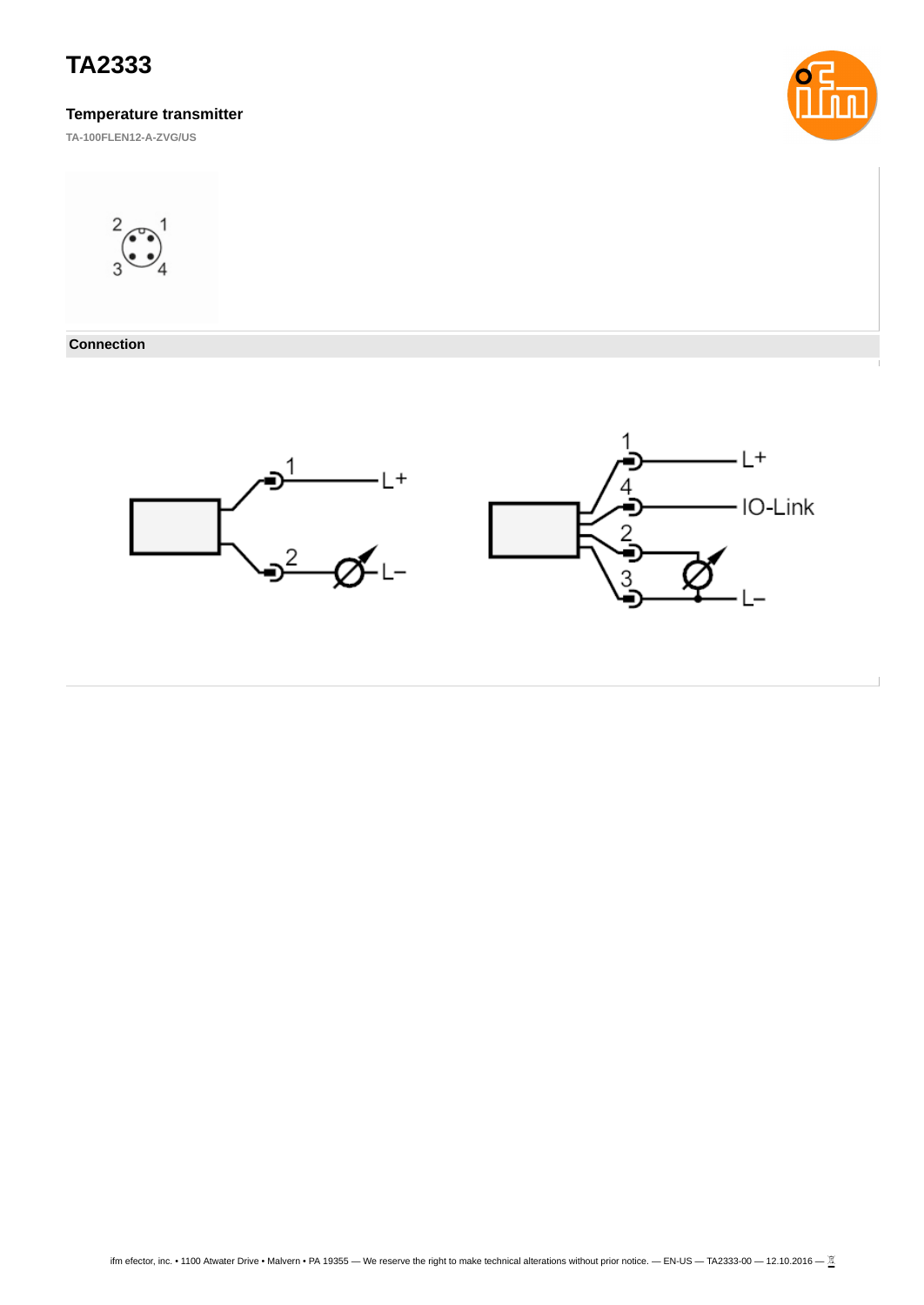# TA2333

### Temperature transmitter

**TA-100FLEN12-A-ZVG/US**

2 1
3 4

**Connection**

1 L+
2 L–

1 L+
4 IO-Link
2
3 L–